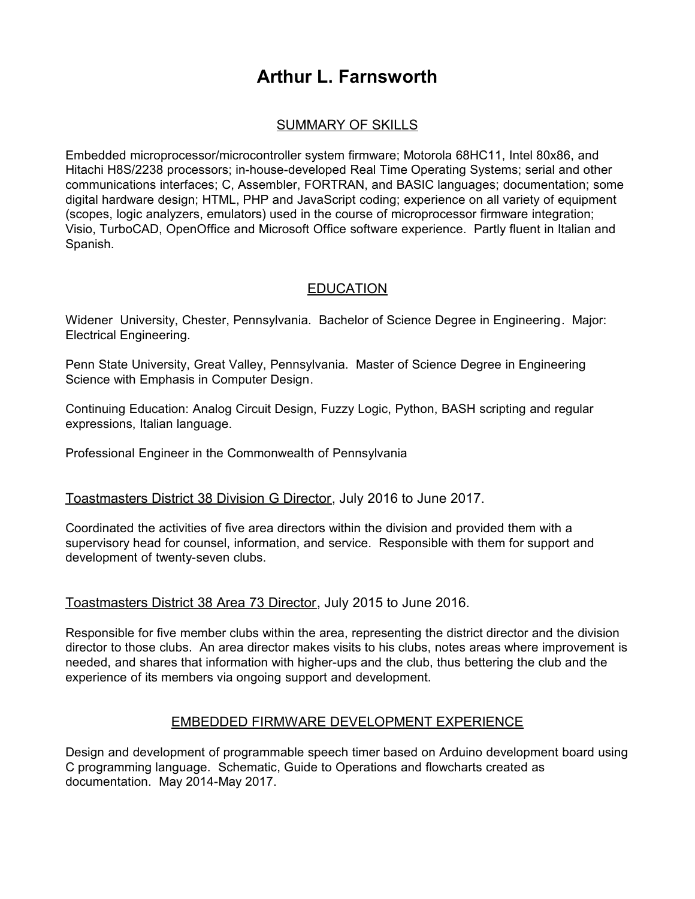# Arthur L. Farnsworth

## SUMMARY OF SKILLS

Embedded microprocessor/microcontroller system firmware; Motorola 68HC11, Intel 80x86, and Hitachi H8S/2238 processors; in-house-developed Real Time Operating Systems; serial and other communications interfaces; C, Assembler, FORTRAN, and BASIC languages; documentation; some digital hardware design; HTML, PHP and JavaScript coding; experience on all variety of equipment (scopes, logic analyzers, emulators) used in the course of microprocessor firmware integration; Visio, TurboCAD, OpenOffice and Microsoft Office software experience. Partly fluent in Italian and Spanish.

## EDUCATION

Widener University, Chester, Pennsylvania. Bachelor of Science Degree in Engineering. Major: Electrical Engineering.

Penn State University, Great Valley, Pennsylvania. Master of Science Degree in Engineering Science with Emphasis in Computer Design.

Continuing Education: Analog Circuit Design, Fuzzy Logic, Python, BASH scripting and regular expressions, Italian language.

Professional Engineer in the Commonwealth of Pennsylvania

Toastmasters District 38 Division G Director, July 2016 to June 2017.

Coordinated the activities of five area directors within the division and provided them with a supervisory head for counsel, information, and service. Responsible with them for support and development of twenty-seven clubs.

Toastmasters District 38 Area 73 Director, July 2015 to June 2016.

Responsible for five member clubs within the area, representing the district director and the division director to those clubs. An area director makes visits to his clubs, notes areas where improvement is needed, and shares that information with higher-ups and the club, thus bettering the club and the experience of its members via ongoing support and development.

## EMBEDDED FIRMWARE DEVELOPMENT EXPERIENCE

Design and development of programmable speech timer based on Arduino development board using C programming language. Schematic, Guide to Operations and flowcharts created as documentation. May 2014-May 2017.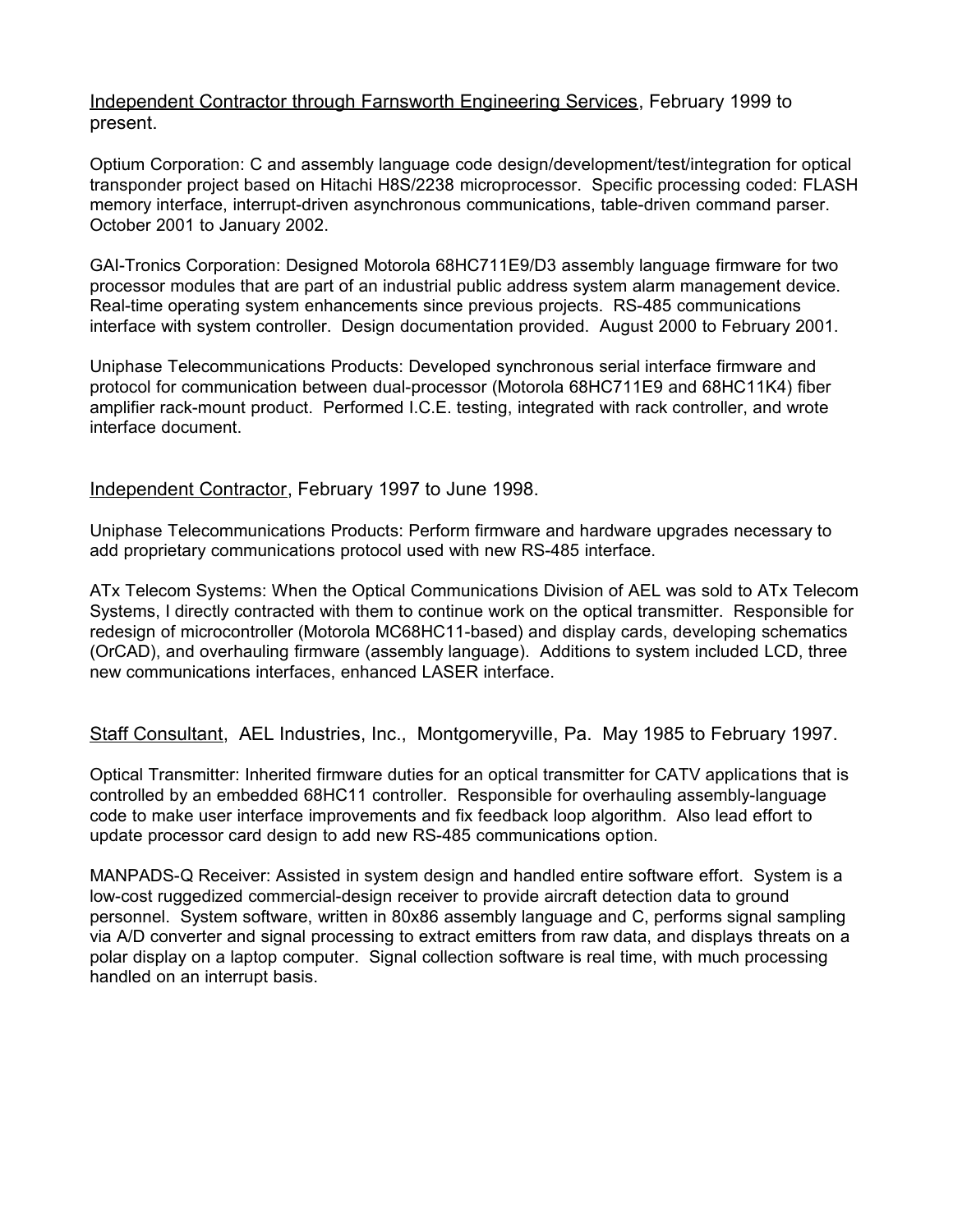<u>Independent Contractor through Farnsworth Engineering Services</u>, February 1999 to present.

Optium Corporation: C and assembly language code design/development/test/integration for optical transponder project based on Hitachi H8S/2238 microprocessor. Specific processing coded: FLASH memory interface, interrupt-driven asynchronous communications, table-driven command parser. October 2001 to January 2002.

GAI-Tronics Corporation: Designed Motorola 68HC711E9/D3 assembly language firmware for two processor modules that are part of an industrial public address system alarm management device. Real-time operating system enhancements since previous projects. RS-485 communications interface with system controller. Design documentation provided. August 2000 to February 2001.

Uniphase Telecommunications Products: Developed synchronous serial interface firmware and protocol for communication between dual-processor (Motorola 68HC711E9 and 68HC11K4) fiber amplifier rack-mount product. Performed I.C.E. testing, integrated with rack controller, and wrote interface document.

<u>Independent Contractor</u>, February 1997 to June 1998.

Uniphase Telecommunications Products: Perform firmware and hardware upgrades necessary to add proprietary communications protocol used with new RS-485 interface.

ATx Telecom Systems: When the Optical Communications Division of AEL was sold to ATx Telecom Systems, I directly contracted with them to continue work on the optical transmitter. Responsible for redesign of microcontroller (Motorola MC68HC11-based) and display cards, developing schematics (OrCAD), and overhauling firmware (assembly language). Additions to system included LCD, three new communications interfaces, enhanced LASER interface.

<u>Staff Consultant</u>, AEL Industries, Inc., Montgomeryville, Pa. May 1985 to February 1997.

Optical Transmitter: Inherited firmware duties for an optical transmitter for CATV applications that is controlled by an embedded 68HC11 controller. Responsible for overhauling assembly-language code to make user interface improvements and fix feedback loop algorithm. Also lead effort to update processor card design to add new RS-485 communications option.

MANPADS-Q Receiver: Assisted in system design and handled entire software effort. System is a low-cost ruggedized commercial-design receiver to provide aircraft detection data to ground personnel. System software, written in 80x86 assembly language and C, performs signal sampling via A/D converter and signal processing to extract emitters from raw data, and displays threats on a polar display on a laptop computer. Signal collection software is real time, with much processing handled on an interrupt basis.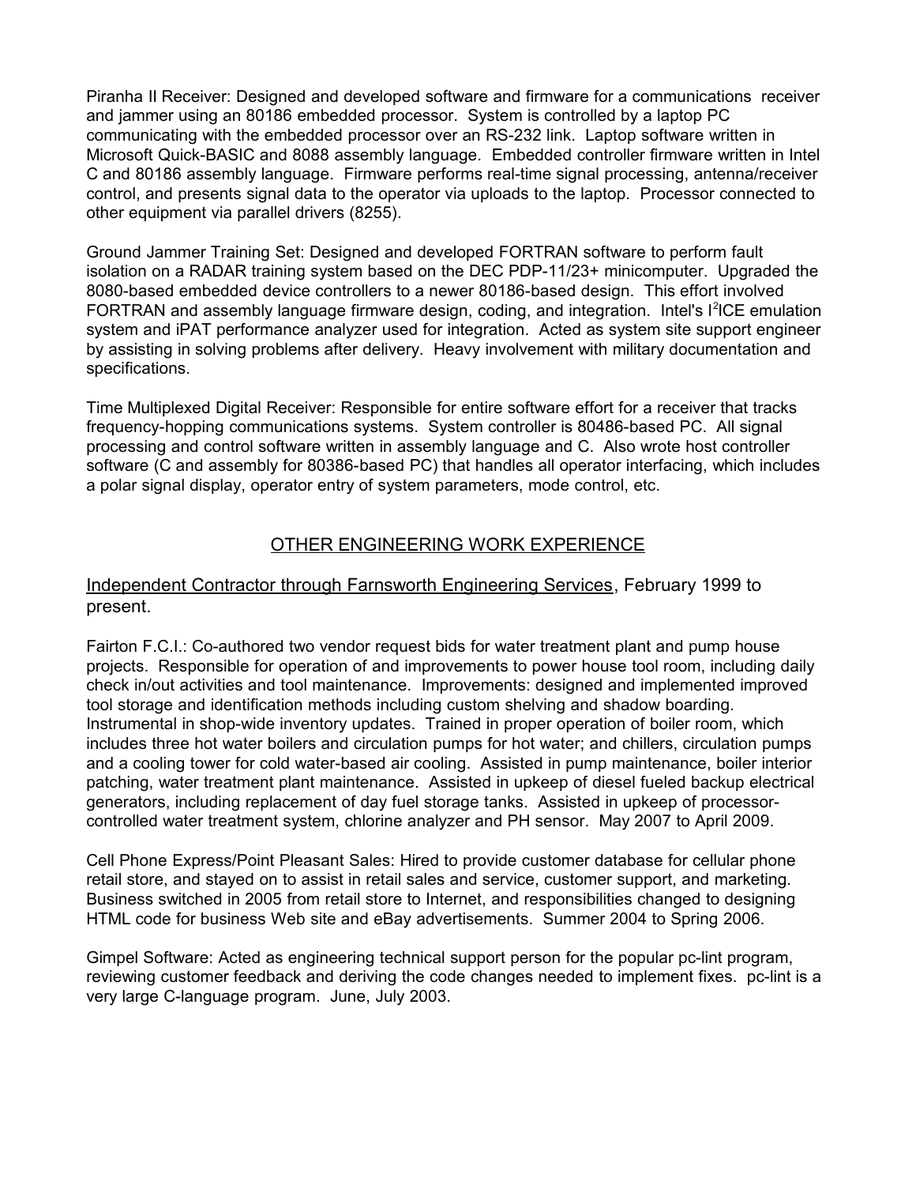Piranha II Receiver: Designed and developed software and firmware for a communications receiver and jammer using an 80186 embedded processor. System is controlled by a laptop PC communicating with the embedded processor over an RS-232 link. Laptop software written in Microsoft Quick-BASIC and 8088 assembly language. Embedded controller firmware written in Intel C and 80186 assembly language. Firmware performs real-time signal processing, antenna/receiver control, and presents signal data to the operator via uploads to the laptop. Processor connected to other equipment via parallel drivers (8255).

Ground Jammer Training Set: Designed and developed FORTRAN software to perform fault isolation on a RADAR training system based on the DEC PDP-11/23+ minicomputer. Upgraded the 8080-based embedded device controllers to a newer 80186-based design. This effort involved FORTRAN and assembly language firmware design, coding, and integration. Intel's $I^2$ICE emulation system and iPAT performance analyzer used for integration. Acted as system site support engineer by assisting in solving problems after delivery. Heavy involvement with military documentation and specifications.

Time Multiplexed Digital Receiver: Responsible for entire software effort for a receiver that tracks frequency-hopping communications systems. System controller is 80486-based PC. All signal processing and control software written in assembly language and C. Also wrote host controller software (C and assembly for 80386-based PC) that handles all operator interfacing, which includes a polar signal display, operator entry of system parameters, mode control, etc.

## OTHER ENGINEERING WORK EXPERIENCE

Independent Contractor through Farnsworth Engineering Services, February 1999 to present.

Fairton F.C.I.: Co-authored two vendor request bids for water treatment plant and pump house projects. Responsible for operation of and improvements to power house tool room, including daily check in/out activities and tool maintenance. Improvements: designed and implemented improved tool storage and identification methods including custom shelving and shadow boarding. Instrumental in shop-wide inventory updates. Trained in proper operation of boiler room, which includes three hot water boilers and circulation pumps for hot water; and chillers, circulation pumps and a cooling tower for cold water-based air cooling. Assisted in pump maintenance, boiler interior patching, water treatment plant maintenance. Assisted in upkeep of diesel fueled backup electrical generators, including replacement of day fuel storage tanks. Assisted in upkeep of processor-controlled water treatment system, chlorine analyzer and PH sensor. May 2007 to April 2009.

Cell Phone Express/Point Pleasant Sales: Hired to provide customer database for cellular phone retail store, and stayed on to assist in retail sales and service, customer support, and marketing. Business switched in 2005 from retail store to Internet, and responsibilities changed to designing HTML code for business Web site and eBay advertisements. Summer 2004 to Spring 2006.

Gimpel Software: Acted as engineering technical support person for the popular pc-lint program, reviewing customer feedback and deriving the code changes needed to implement fixes. pc-lint is a very large C-language program. June, July 2003.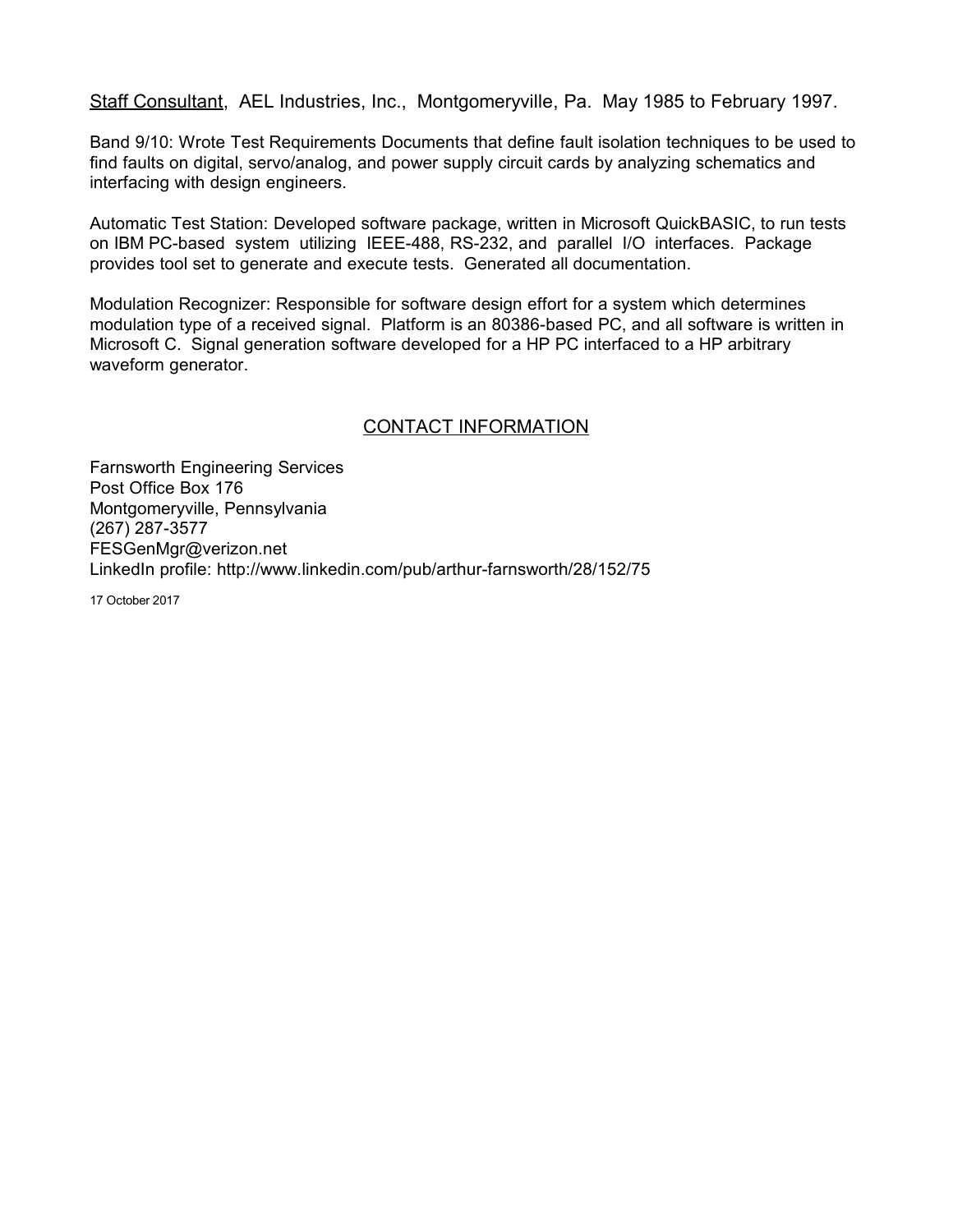Staff Consultant, AEL Industries, Inc., Montgomeryville, Pa. May 1985 to February 1997.

Band 9/10: Wrote Test Requirements Documents that define fault isolation techniques to be used to find faults on digital, servo/analog, and power supply circuit cards by analyzing schematics and interfacing with design engineers.

Automatic Test Station: Developed software package, written in Microsoft QuickBASIC, to run tests on IBM PC-based system utilizing IEEE-488, RS-232, and parallel I/O interfaces. Package provides tool set to generate and execute tests. Generated all documentation.

Modulation Recognizer: Responsible for software design effort for a system which determines modulation type of a received signal. Platform is an 80386-based PC, and all software is written in Microsoft C. Signal generation software developed for a HP PC interfaced to a HP arbitrary waveform generator.

## CONTACT INFORMATION

Farnsworth Engineering Services
Post Office Box 176
Montgomeryville, Pennsylvania
(267) 287-3577
FESGenMgr@verizon.net
LinkedIn profile: http://www.linkedin.com/pub/arthur-farnsworth/28/152/75

17 October 2017